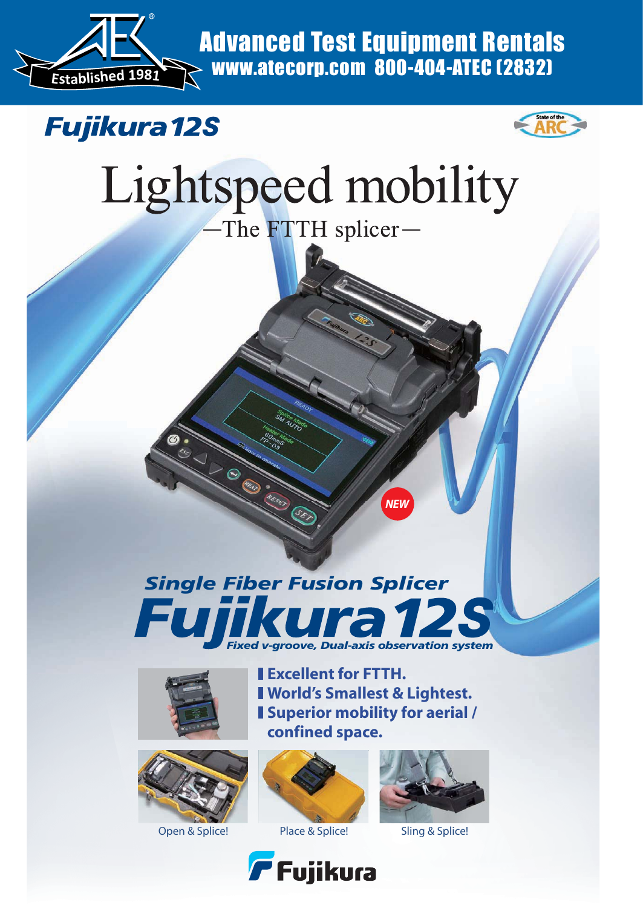# Advanced Test Equipment Rentals

www.atecorp.com 800-404-ATEC (2832)

Established 1981

## Fujikura 12S

State of the ARC

# Lightspeed mobility

—The FTTH splicer—

NEW

## Single Fiber Fusion Splicer

# Fujikura 12S

*Fixed v-groove, Dual-axis observation system*

- **Excellent for FTTH.**
- **World's Smallest & Lightest.**
- **Superior mobility for aerial / confined space.**

Open & Splice!

Place & Splice!

Sling & Splice!

Fujikura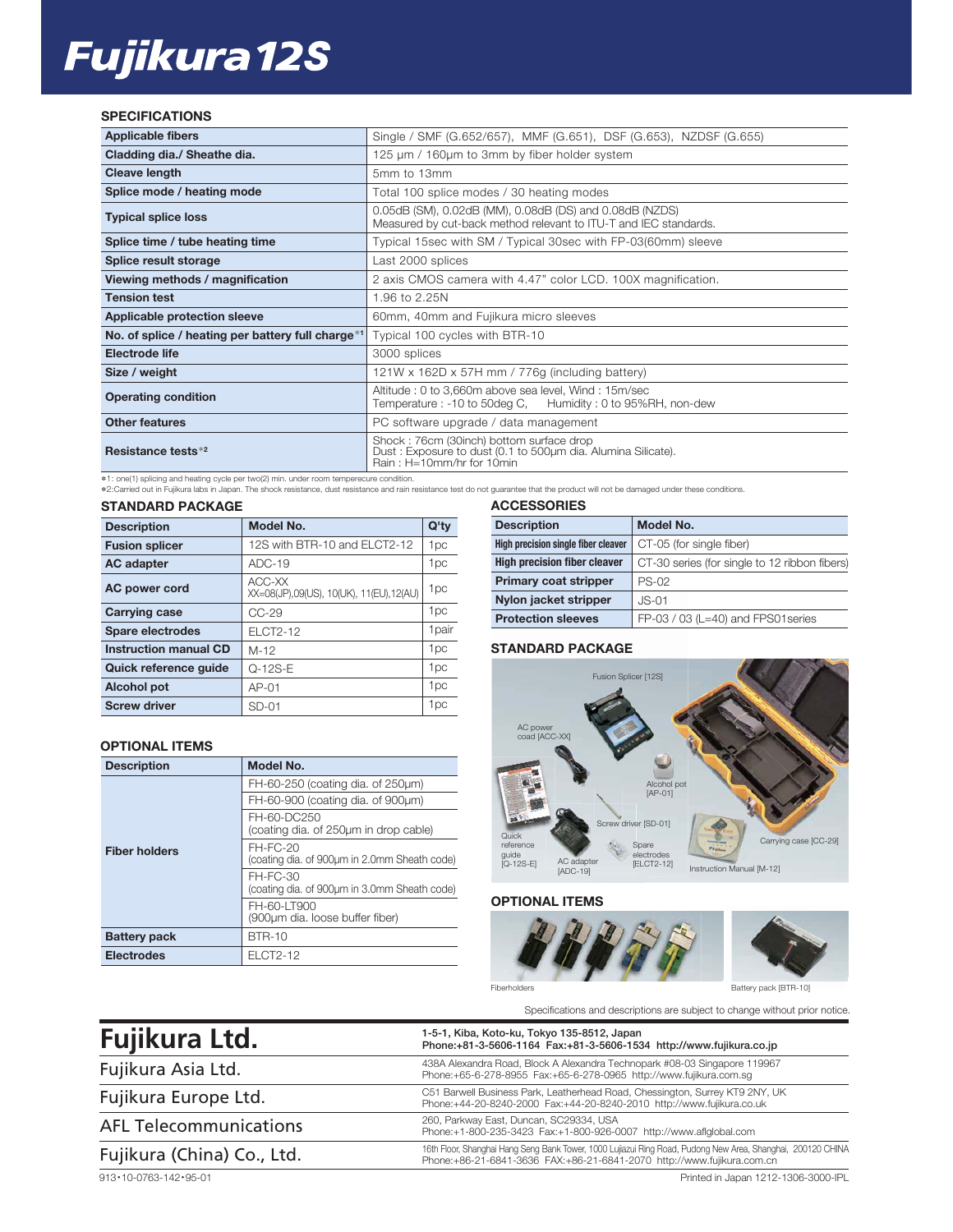# Fujikura 12S

## SPECIFICATIONS

| | |
|---|---|
| **Applicable fibers** | Single / SMF (G.652/657), MMF (G.651), DSF (G.653), NZDSF (G.655) |
| **Cladding dia./ Sheathe dia.** | 125 µm / 160µm to 3mm by fiber holder system |
| **Cleave length** | 5mm to 13mm |
| **Splice mode / heating mode** | Total 100 splice modes / 30 heating modes |
| **Typical splice loss** | 0.05dB (SM), 0.02dB (MM), 0.08dB (DS) and 0.08dB (NZDS) Measured by cut-back method relevant to ITU-T and IEC standards. |
| **Splice time / tube heating time** | Typical 15sec with SM / Typical 30sec with FP-03(60mm) sleeve |
| **Splice result storage** | Last 2000 splices |
| **Viewing methods / magnification** | 2 axis CMOS camera with 4.47" color LCD. 100X magnification. |
| **Tension test** | 1.96 to 2.25N |
| **Applicable protection sleeve** | 60mm, 40mm and Fujikura micro sleeves |
| **No. of splice / heating per battery full charge**\*1 | Typical 100 cycles with BTR-10 |
| **Electrode life** | 3000 splices |
| **Size / weight** | 121W x 162D x 57H mm / 776g (including battery) |
| **Operating condition** | Altitude : 0 to 3,660m above sea level, Wind : 15m/sec Temperature : -10 to 50deg C, Humidity : 0 to 95%RH, non-dew |
| **Other features** | PC software upgrade / data management |
| **Resistance tests**\*2 | Shock : 76cm (30inch) bottom surface drop Dust : Exposure to dust (0.1 to 500µm dia. Alumina Silicate). Rain : H=10mm/hr for 10min |

\*1: one(1) splicing and heating cycle per two(2) min. under room tempercure condition.
\*2:Carried out in Fujikura labs in Japan. The shock resistance, dust resistance and rain resistance test do not guarantee that the product will not be damaged under these conditions.

## STANDARD PACKAGE

| Description | Model No. | Q'ty |
|---|---|---|
| **Fusion splicer** | 12S with BTR-10 and ELCT2-12 | 1pc |
| **AC adapter** | ADC-19 | 1pc |
| **AC power cord** | ACC-XX XX=08(JP),09(US), 10(UK), 11(EU),12(AU) | 1pc |
| **Carrying case** | CC-29 | 1pc |
| **Spare electrodes** | ELCT2-12 | 1pair |
| **Instruction manual CD** | M-12 | 1pc |
| **Quick reference guide** | Q-12S-E | 1pc |
| **Alcohol pot** | AP-01 | 1pc |
| **Screw driver** | SD-01 | 1pc |

## OPTIONAL ITEMS

| Description | Model No. |
|---|---|
| **Fiber holders** | FH-60-250 (coating dia. of 250µm) |
| | FH-60-900 (coating dia. of 900µm) |
| | FH-60-DC250 (coating dia. of 250µm in drop cable) |
| | FH-FC-20 (coating dia. of 900µm in 2.0mm Sheath code) |
| | FH-FC-30 (coating dia. of 900µm in 3.0mm Sheath code) |
| | FH-60-LT900 (900µm dia. loose buffer fiber) |
| **Battery pack** | BTR-10 |
| **Electrodes** | ELCT2-12 |

## ACCESSORIES

| Description | Model No. |
|---|---|
| **High precision single fiber cleaver** | CT-05 (for single fiber) |
| **High precision fiber cleaver** | CT-30 series (for single to 12 ribbon fibers) |
| **Primary coat stripper** | PS-02 |
| **Nylon jacket stripper** | JS-01 |
| **Protection sleeves** | FP-03 / 03 (L=40) and FPS01series |

## STANDARD PACKAGE

Fusion Splicer [12S]
AC power coad [ACC-XX]
Alcohol pot [AP-01]
Screw driver [SD-01]
Quick reference guide [Q-12S-E]
AC adapter [ADC-19]
Spare electrodes [ELCT2-12]
Carrying case [CC-29]
Instruction Manual [M-12]

## OPTIONAL ITEMS

Fiberholders
Battery pack [BTR-10]

Specifications and descriptions are subject to change without prior notice.

| | |
|---|---|
| **Fujikura Ltd.** | 1-5-1, Kiba, Koto-ku, Tokyo 135-8512, Japan Phone:+81-3-5606-1164 Fax:+81-3-5606-1534 http://www.fujikura.co.jp |
| Fujikura Asia Ltd. | 438A Alexandra Road, Block A Alexandra Technopark #08-03 Singapore 119967 Phone:+65-6-278-8955 Fax:+65-6-278-0965 http://www.fujikura.com.sg |
| Fujikura Europe Ltd. | C51 Barwell Business Park, Leatherhead Road, Chessington, Surrey KT9 2NY, UK Phone:+44-20-8240-2000 Fax:+44-20-8240-2010 http://www.fujikura.co.uk |
| AFL Telecommunications | 260, Parkway East, Duncan, SC29334, USA Phone:+1-800-235-3423 Fax:+1-800-926-0007 http://www.aflglobal.com |
| Fujikura (China) Co., Ltd. | 16th Floor, Shanghai Hang Seng Bank Tower, 1000 Lujiazui Ring Road, Pudong New Area, Shanghai, 200120 CHINA Phone:+86-21-6841-3636 FAX:+86-21-6841-2070 http://www.fujikura.com.cn |

913•10-0763-142•95-01

Printed in Japan 1212-1306-3000-IPL